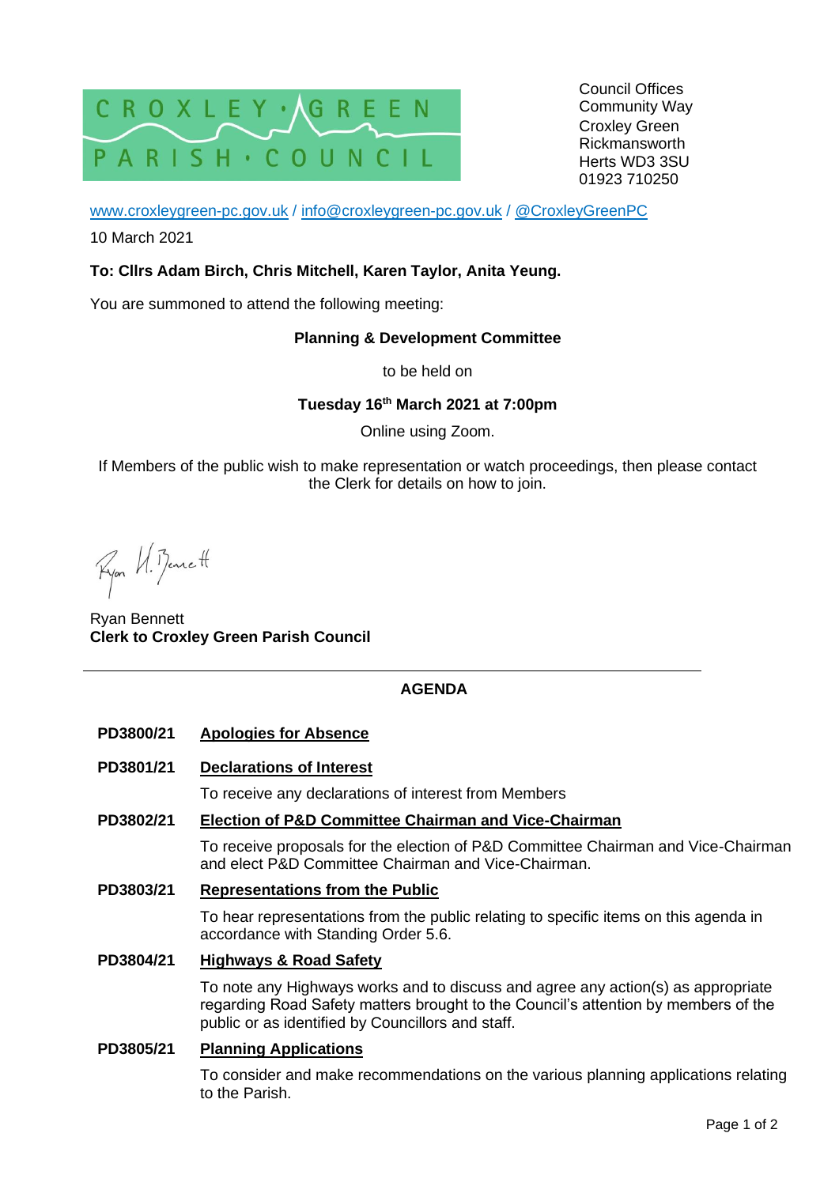CROXLEY · GREEN PARISH · COUNCIL

Council Offices
Community Way
Croxley Green
Rickmansworth
Herts WD3 3SU
01923 710250

www.croxleygreen-pc.gov.uk / info@croxleygreen-pc.gov.uk / @CroxleyGreenPC

10 March 2021

**To: Cllrs Adam Birch, Chris Mitchell, Karen Taylor, Anita Yeung.**

You are summoned to attend the following meeting:

**Planning & Development Committee**

to be held on

**Tuesday 16th March 2021 at 7:00pm**

Online using Zoom.

If Members of the public wish to make representation or watch proceedings, then please contact the Clerk for details on how to join.

Ryan H. Bennett

Ryan Bennett
**Clerk to Croxley Green Parish Council**

---

## AGENDA

**PD3800/21** **Apologies for Absence**

**PD3801/21** **Declarations of Interest**

To receive any declarations of interest from Members

**PD3802/21** **Election of P&D Committee Chairman and Vice-Chairman**

To receive proposals for the election of P&D Committee Chairman and Vice-Chairman and elect P&D Committee Chairman and Vice-Chairman.

**PD3803/21** **Representations from the Public**

To hear representations from the public relating to specific items on this agenda in accordance with Standing Order 5.6.

**PD3804/21** **Highways & Road Safety**

To note any Highways works and to discuss and agree any action(s) as appropriate regarding Road Safety matters brought to the Council's attention by members of the public or as identified by Councillors and staff.

**PD3805/21** **Planning Applications**

To consider and make recommendations on the various planning applications relating to the Parish.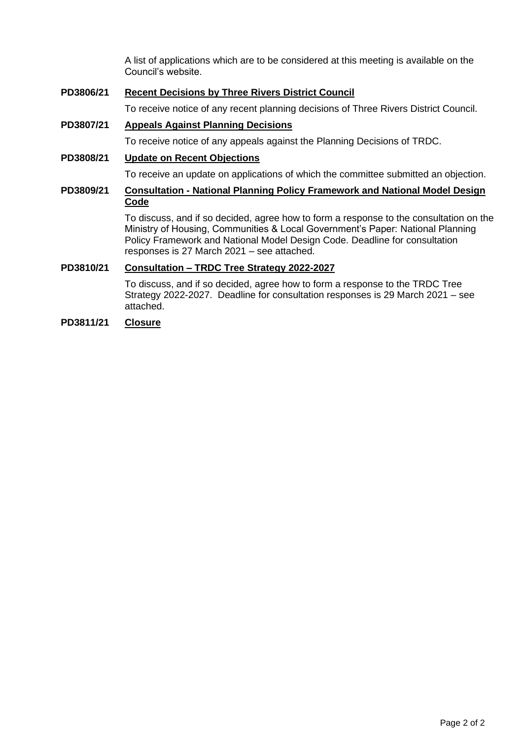A list of applications which are to be considered at this meeting is available on the Council's website.

**PD3806/21** **Recent Decisions by Three Rivers District Council**

To receive notice of any recent planning decisions of Three Rivers District Council.

**PD3807/21** **Appeals Against Planning Decisions**

To receive notice of any appeals against the Planning Decisions of TRDC.

**PD3808/21** **Update on Recent Objections**

To receive an update on applications of which the committee submitted an objection.

**PD3809/21** **Consultation - National Planning Policy Framework and National Model Design Code**

To discuss, and if so decided, agree how to form a response to the consultation on the Ministry of Housing, Communities & Local Government's Paper: National Planning Policy Framework and National Model Design Code. Deadline for consultation responses is 27 March 2021 – see attached.

**PD3810/21** **Consultation – TRDC Tree Strategy 2022-2027**

To discuss, and if so decided, agree how to form a response to the TRDC Tree Strategy 2022-2027. Deadline for consultation responses is 29 March 2021 – see attached.

**PD3811/21** **Closure**